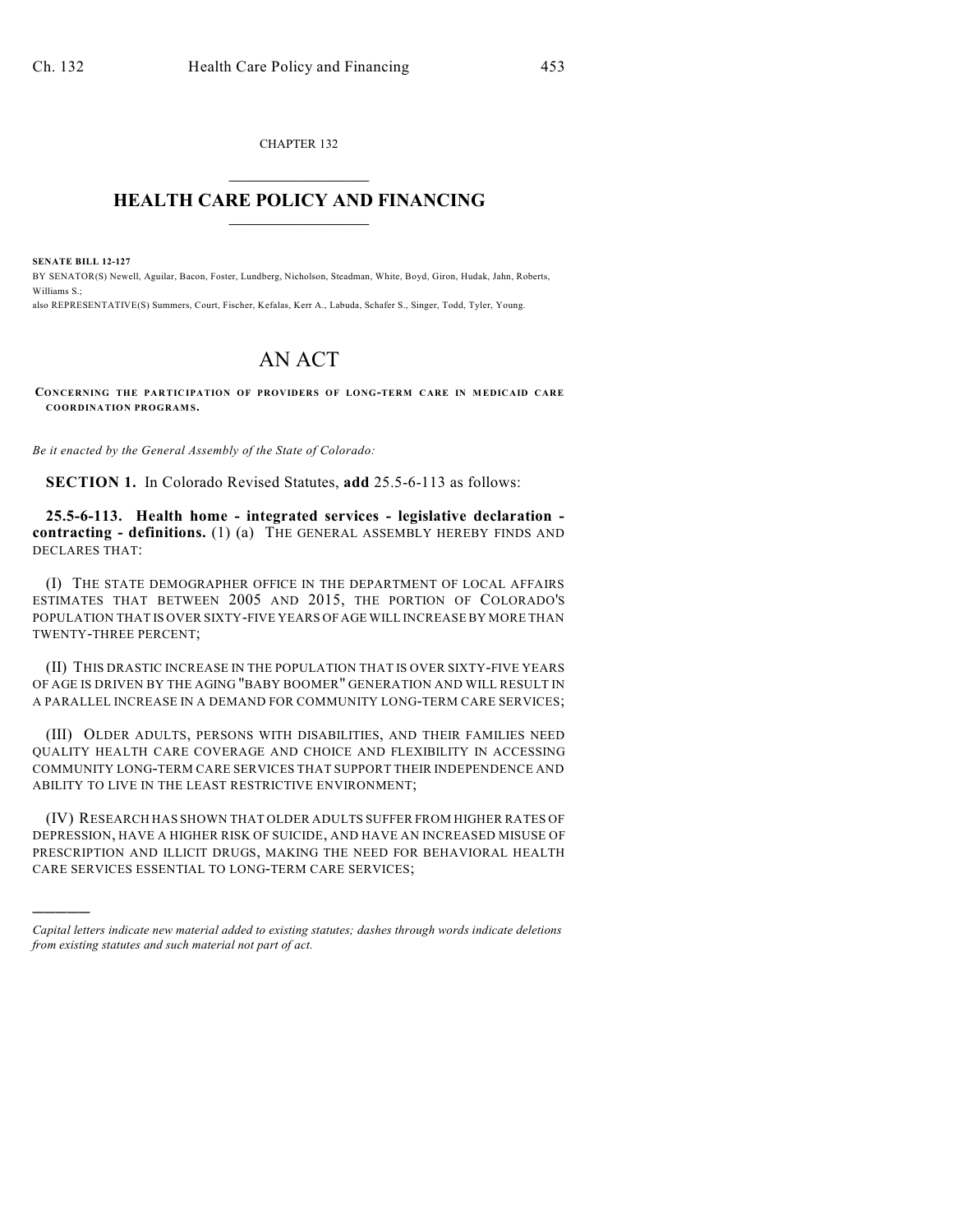CHAPTER 132

# HEALTH CARE POLICY AND FINANCING

**SENATE BILL 12-127**

BY SENATOR(S) Newell, Aguilar, Bacon, Foster, Lundberg, Nicholson, Steadman, White, Boyd, Giron, Hudak, Jahn, Roberts, Williams S.;

also REPRESENTATIVE(S) Summers, Court, Fischer, Kefalas, Kerr A., Labuda, Schafer S., Singer, Todd, Tyler, Young.

# AN ACT

**CONCERNING THE PARTICIPATION OF PROVIDERS OF LONG-TERM CARE IN MEDICAID CARE COORDINATION PROGRAMS.**

*Be it enacted by the General Assembly of the State of Colorado:*

**SECTION 1.** In Colorado Revised Statutes, **add** 25.5-6-113 as follows:

**25.5-6-113. Health home - integrated services - legislative declaration - contracting - definitions.** (1) (a) THE GENERAL ASSEMBLY HEREBY FINDS AND DECLARES THAT:

(I) THE STATE DEMOGRAPHER OFFICE IN THE DEPARTMENT OF LOCAL AFFAIRS ESTIMATES THAT BETWEEN 2005 AND 2015, THE PORTION OF COLORADO'S POPULATION THAT IS OVER SIXTY-FIVE YEARS OF AGE WILL INCREASE BY MORE THAN TWENTY-THREE PERCENT;

(II) THIS DRASTIC INCREASE IN THE POPULATION THAT IS OVER SIXTY-FIVE YEARS OF AGE IS DRIVEN BY THE AGING "BABY BOOMER" GENERATION AND WILL RESULT IN A PARALLEL INCREASE IN A DEMAND FOR COMMUNITY LONG-TERM CARE SERVICES;

(III) OLDER ADULTS, PERSONS WITH DISABILITIES, AND THEIR FAMILIES NEED QUALITY HEALTH CARE COVERAGE AND CHOICE AND FLEXIBILITY IN ACCESSING COMMUNITY LONG-TERM CARE SERVICES THAT SUPPORT THEIR INDEPENDENCE AND ABILITY TO LIVE IN THE LEAST RESTRICTIVE ENVIRONMENT;

(IV) RESEARCH HAS SHOWN THAT OLDER ADULTS SUFFER FROM HIGHER RATES OF DEPRESSION, HAVE A HIGHER RISK OF SUICIDE, AND HAVE AN INCREASED MISUSE OF PRESCRIPTION AND ILLICIT DRUGS, MAKING THE NEED FOR BEHAVIORAL HEALTH CARE SERVICES ESSENTIAL TO LONG-TERM CARE SERVICES;

*Capital letters indicate new material added to existing statutes; dashes through words indicate deletions from existing statutes and such material not part of act.*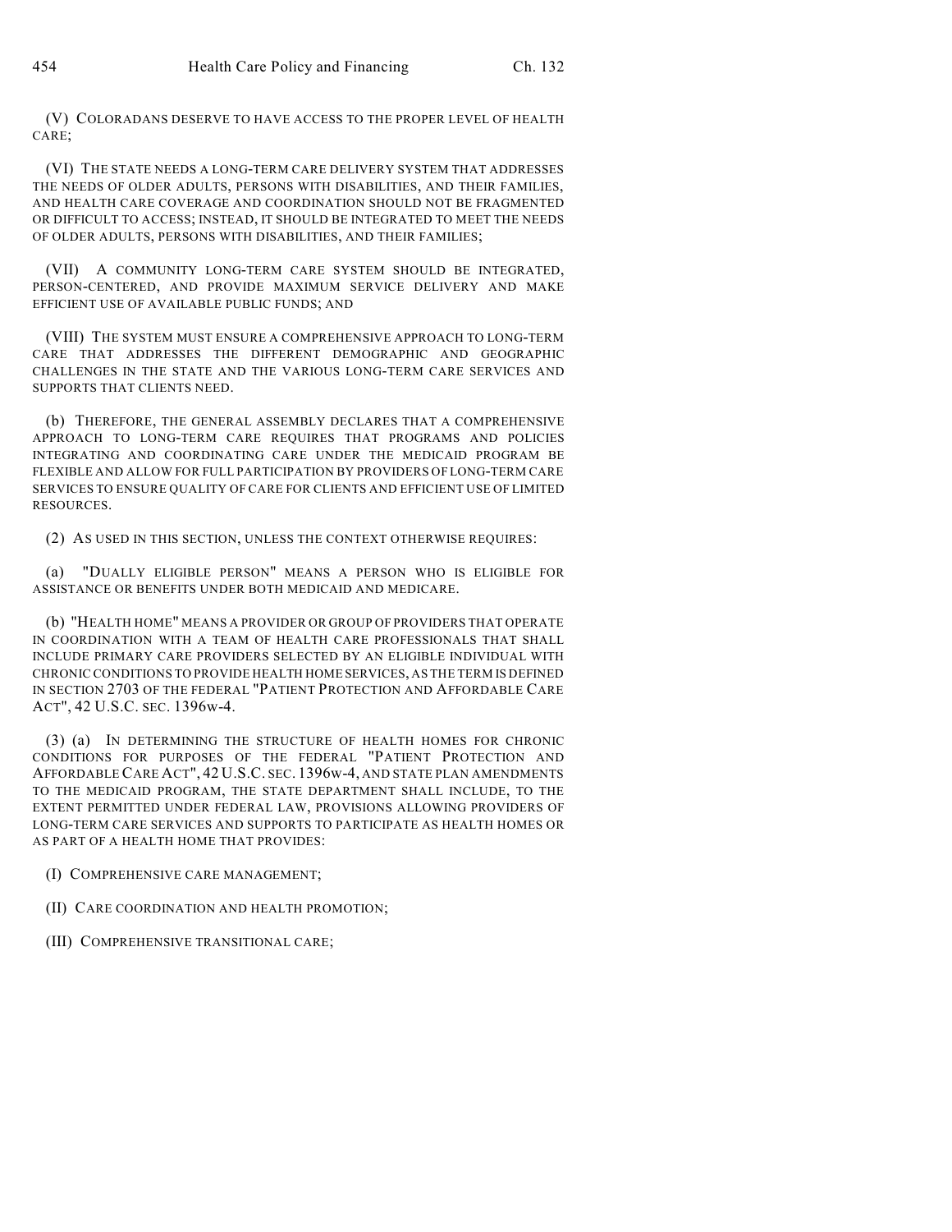(V) COLORADANS DESERVE TO HAVE ACCESS TO THE PROPER LEVEL OF HEALTH CARE;

(VI) THE STATE NEEDS A LONG-TERM CARE DELIVERY SYSTEM THAT ADDRESSES THE NEEDS OF OLDER ADULTS, PERSONS WITH DISABILITIES, AND THEIR FAMILIES, AND HEALTH CARE COVERAGE AND COORDINATION SHOULD NOT BE FRAGMENTED OR DIFFICULT TO ACCESS; INSTEAD, IT SHOULD BE INTEGRATED TO MEET THE NEEDS OF OLDER ADULTS, PERSONS WITH DISABILITIES, AND THEIR FAMILIES;

(VII) A COMMUNITY LONG-TERM CARE SYSTEM SHOULD BE INTEGRATED, PERSON-CENTERED, AND PROVIDE MAXIMUM SERVICE DELIVERY AND MAKE EFFICIENT USE OF AVAILABLE PUBLIC FUNDS; AND

(VIII) THE SYSTEM MUST ENSURE A COMPREHENSIVE APPROACH TO LONG-TERM CARE THAT ADDRESSES THE DIFFERENT DEMOGRAPHIC AND GEOGRAPHIC CHALLENGES IN THE STATE AND THE VARIOUS LONG-TERM CARE SERVICES AND SUPPORTS THAT CLIENTS NEED.

(b) THEREFORE, THE GENERAL ASSEMBLY DECLARES THAT A COMPREHENSIVE APPROACH TO LONG-TERM CARE REQUIRES THAT PROGRAMS AND POLICIES INTEGRATING AND COORDINATING CARE UNDER THE MEDICAID PROGRAM BE FLEXIBLE AND ALLOW FOR FULL PARTICIPATION BY PROVIDERS OF LONG-TERM CARE SERVICES TO ENSURE QUALITY OF CARE FOR CLIENTS AND EFFICIENT USE OF LIMITED RESOURCES.

(2) AS USED IN THIS SECTION, UNLESS THE CONTEXT OTHERWISE REQUIRES:

(a) "DUALLY ELIGIBLE PERSON" MEANS A PERSON WHO IS ELIGIBLE FOR ASSISTANCE OR BENEFITS UNDER BOTH MEDICAID AND MEDICARE.

(b) "HEALTH HOME" MEANS A PROVIDER OR GROUP OF PROVIDERS THAT OPERATE IN COORDINATION WITH A TEAM OF HEALTH CARE PROFESSIONALS THAT SHALL INCLUDE PRIMARY CARE PROVIDERS SELECTED BY AN ELIGIBLE INDIVIDUAL WITH CHRONIC CONDITIONS TO PROVIDE HEALTH HOME SERVICES, AS THE TERM IS DEFINED IN SECTION 2703 OF THE FEDERAL "PATIENT PROTECTION AND AFFORDABLE CARE ACT", 42 U.S.C. SEC. 1396w-4.

(3) (a) IN DETERMINING THE STRUCTURE OF HEALTH HOMES FOR CHRONIC CONDITIONS FOR PURPOSES OF THE FEDERAL "PATIENT PROTECTION AND AFFORDABLE CARE ACT", 42 U.S.C. SEC. 1396w-4, AND STATE PLAN AMENDMENTS TO THE MEDICAID PROGRAM, THE STATE DEPARTMENT SHALL INCLUDE, TO THE EXTENT PERMITTED UNDER FEDERAL LAW, PROVISIONS ALLOWING PROVIDERS OF LONG-TERM CARE SERVICES AND SUPPORTS TO PARTICIPATE AS HEALTH HOMES OR AS PART OF A HEALTH HOME THAT PROVIDES:

(I) COMPREHENSIVE CARE MANAGEMENT;

(II) CARE COORDINATION AND HEALTH PROMOTION;

(III) COMPREHENSIVE TRANSITIONAL CARE;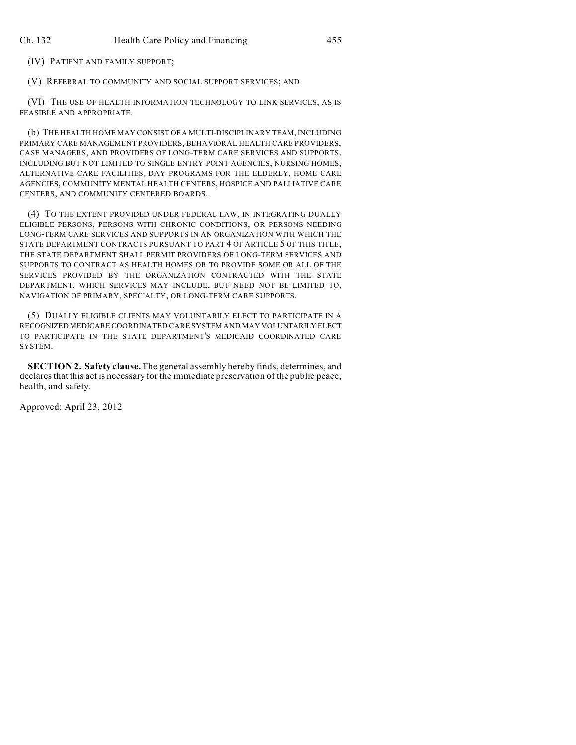(IV) PATIENT AND FAMILY SUPPORT;

(V) REFERRAL TO COMMUNITY AND SOCIAL SUPPORT SERVICES; AND

(VI) THE USE OF HEALTH INFORMATION TECHNOLOGY TO LINK SERVICES, AS IS FEASIBLE AND APPROPRIATE.

(b) THE HEALTH HOME MAY CONSIST OF A MULTI-DISCIPLINARY TEAM, INCLUDING PRIMARY CARE MANAGEMENT PROVIDERS, BEHAVIORAL HEALTH CARE PROVIDERS, CASE MANAGERS, AND PROVIDERS OF LONG-TERM CARE SERVICES AND SUPPORTS, INCLUDING BUT NOT LIMITED TO SINGLE ENTRY POINT AGENCIES, NURSING HOMES, ALTERNATIVE CARE FACILITIES, DAY PROGRAMS FOR THE ELDERLY, HOME CARE AGENCIES, COMMUNITY MENTAL HEALTH CENTERS, HOSPICE AND PALLIATIVE CARE CENTERS, AND COMMUNITY CENTERED BOARDS.

(4) TO THE EXTENT PROVIDED UNDER FEDERAL LAW, IN INTEGRATING DUALLY ELIGIBLE PERSONS, PERSONS WITH CHRONIC CONDITIONS, OR PERSONS NEEDING LONG-TERM CARE SERVICES AND SUPPORTS IN AN ORGANIZATION WITH WHICH THE STATE DEPARTMENT CONTRACTS PURSUANT TO PART 4 OF ARTICLE 5 OF THIS TITLE, THE STATE DEPARTMENT SHALL PERMIT PROVIDERS OF LONG-TERM SERVICES AND SUPPORTS TO CONTRACT AS HEALTH HOMES OR TO PROVIDE SOME OR ALL OF THE SERVICES PROVIDED BY THE ORGANIZATION CONTRACTED WITH THE STATE DEPARTMENT, WHICH SERVICES MAY INCLUDE, BUT NEED NOT BE LIMITED TO, NAVIGATION OF PRIMARY, SPECIALTY, OR LONG-TERM CARE SUPPORTS.

(5) DUALLY ELIGIBLE CLIENTS MAY VOLUNTARILY ELECT TO PARTICIPATE IN A RECOGNIZED MEDICARE COORDINATED CARE SYSTEM AND MAY VOLUNTARILY ELECT TO PARTICIPATE IN THE STATE DEPARTMENT'S MEDICAID COORDINATED CARE SYSTEM.

**SECTION 2. Safety clause.** The general assembly hereby finds, determines, and declares that this act is necessary for the immediate preservation of the public peace, health, and safety.

Approved: April 23, 2012